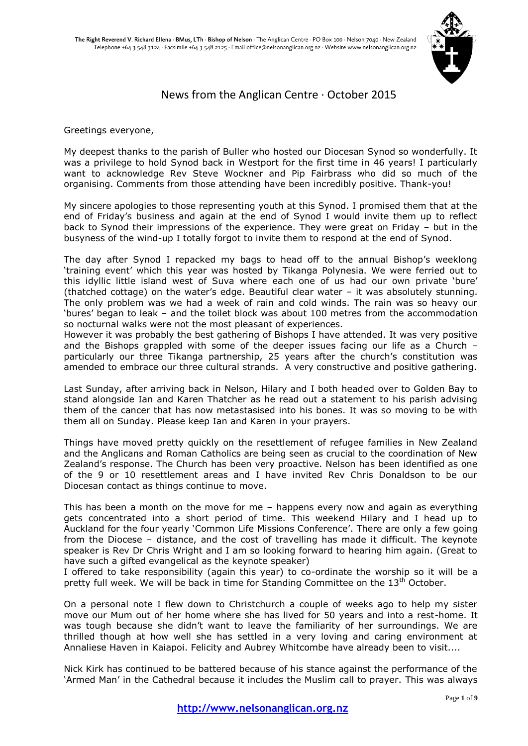The Right Reverend V. Richard Ellena · BMus, LTh · Bishop of Nelson · The Anglican Centre · PO Box 100 · Nelson 7040 · New Zealand
Telephone +64 3 548 3124 · Facsimile +64 3 548 2125 · Email office@nelsonanglican.org.nz · Website www.nelsonanglican.org.nz

# News from the Anglican Centre · October 2015

Greetings everyone,

My deepest thanks to the parish of Buller who hosted our Diocesan Synod so wonderfully. It was a privilege to hold Synod back in Westport for the first time in 46 years! I particularly want to acknowledge Rev Steve Wockner and Pip Fairbrass who did so much of the organising. Comments from those attending have been incredibly positive. Thank-you!

My sincere apologies to those representing youth at this Synod. I promised them that at the end of Friday's business and again at the end of Synod I would invite them up to reflect back to Synod their impressions of the experience. They were great on Friday – but in the busyness of the wind-up I totally forgot to invite them to respond at the end of Synod.

The day after Synod I repacked my bags to head off to the annual Bishop's weeklong 'training event' which this year was hosted by Tikanga Polynesia. We were ferried out to this idyllic little island west of Suva where each one of us had our own private 'bure' (thatched cottage) on the water's edge. Beautiful clear water – it was absolutely stunning. The only problem was we had a week of rain and cold winds. The rain was so heavy our 'bures' began to leak – and the toilet block was about 100 metres from the accommodation so nocturnal walks were not the most pleasant of experiences.
However it was probably the best gathering of Bishops I have attended. It was very positive and the Bishops grappled with some of the deeper issues facing our life as a Church – particularly our three Tikanga partnership, 25 years after the church's constitution was amended to embrace our three cultural strands. A very constructive and positive gathering.

Last Sunday, after arriving back in Nelson, Hilary and I both headed over to Golden Bay to stand alongside Ian and Karen Thatcher as he read out a statement to his parish advising them of the cancer that has now metastasised into his bones. It was so moving to be with them all on Sunday. Please keep Ian and Karen in your prayers.

Things have moved pretty quickly on the resettlement of refugee families in New Zealand and the Anglicans and Roman Catholics are being seen as crucial to the coordination of New Zealand's response. The Church has been very proactive. Nelson has been identified as one of the 9 or 10 resettlement areas and I have invited Rev Chris Donaldson to be our Diocesan contact as things continue to move.

This has been a month on the move for me – happens every now and again as everything gets concentrated into a short period of time. This weekend Hilary and I head up to Auckland for the four yearly 'Common Life Missions Conference'. There are only a few going from the Diocese – distance, and the cost of travelling has made it difficult. The keynote speaker is Rev Dr Chris Wright and I am so looking forward to hearing him again. (Great to have such a gifted evangelical as the keynote speaker)
I offered to take responsibility (again this year) to co-ordinate the worship so it will be a pretty full week. We will be back in time for Standing Committee on the 13th October.

On a personal note I flew down to Christchurch a couple of weeks ago to help my sister move our Mum out of her home where she has lived for 50 years and into a rest-home. It was tough because she didn't want to leave the familiarity of her surroundings. We are thrilled though at how well she has settled in a very loving and caring environment at Annaliese Haven in Kaiapoi. Felicity and Aubrey Whitcombe have already been to visit....

Nick Kirk has continued to be battered because of his stance against the performance of the 'Armed Man' in the Cathedral because it includes the Muslim call to prayer. This was always

**http://www.nelsonanglican.org.nz**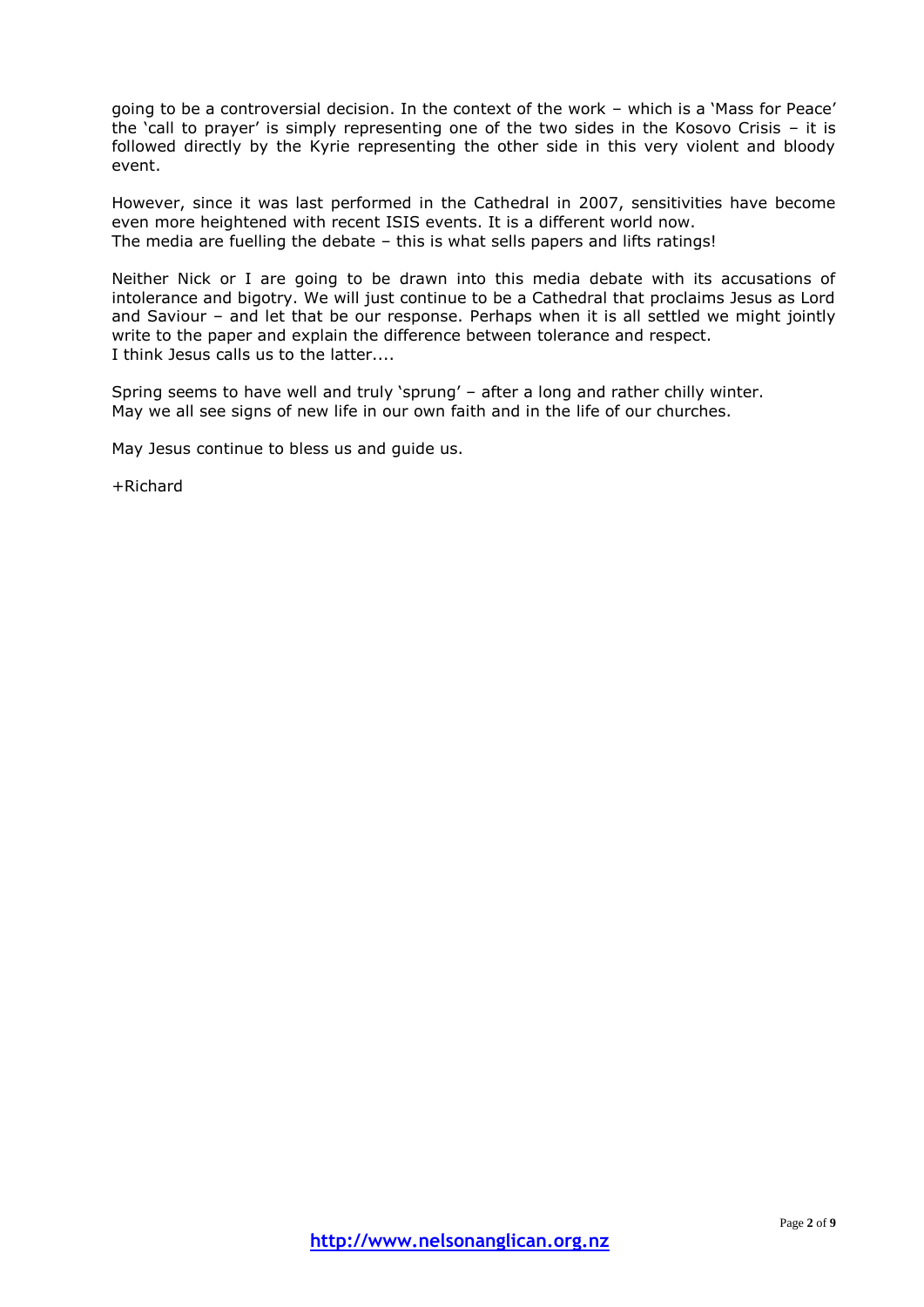going to be a controversial decision. In the context of the work – which is a 'Mass for Peace' the 'call to prayer' is simply representing one of the two sides in the Kosovo Crisis – it is followed directly by the Kyrie representing the other side in this very violent and bloody event.

However, since it was last performed in the Cathedral in 2007, sensitivities have become even more heightened with recent ISIS events. It is a different world now.
The media are fuelling the debate – this is what sells papers and lifts ratings!

Neither Nick or I are going to be drawn into this media debate with its accusations of intolerance and bigotry. We will just continue to be a Cathedral that proclaims Jesus as Lord and Saviour – and let that be our response. Perhaps when it is all settled we might jointly write to the paper and explain the difference between tolerance and respect.
I think Jesus calls us to the latter....

Spring seems to have well and truly 'sprung' – after a long and rather chilly winter.
May we all see signs of new life in our own faith and in the life of our churches.

May Jesus continue to bless us and guide us.

+Richard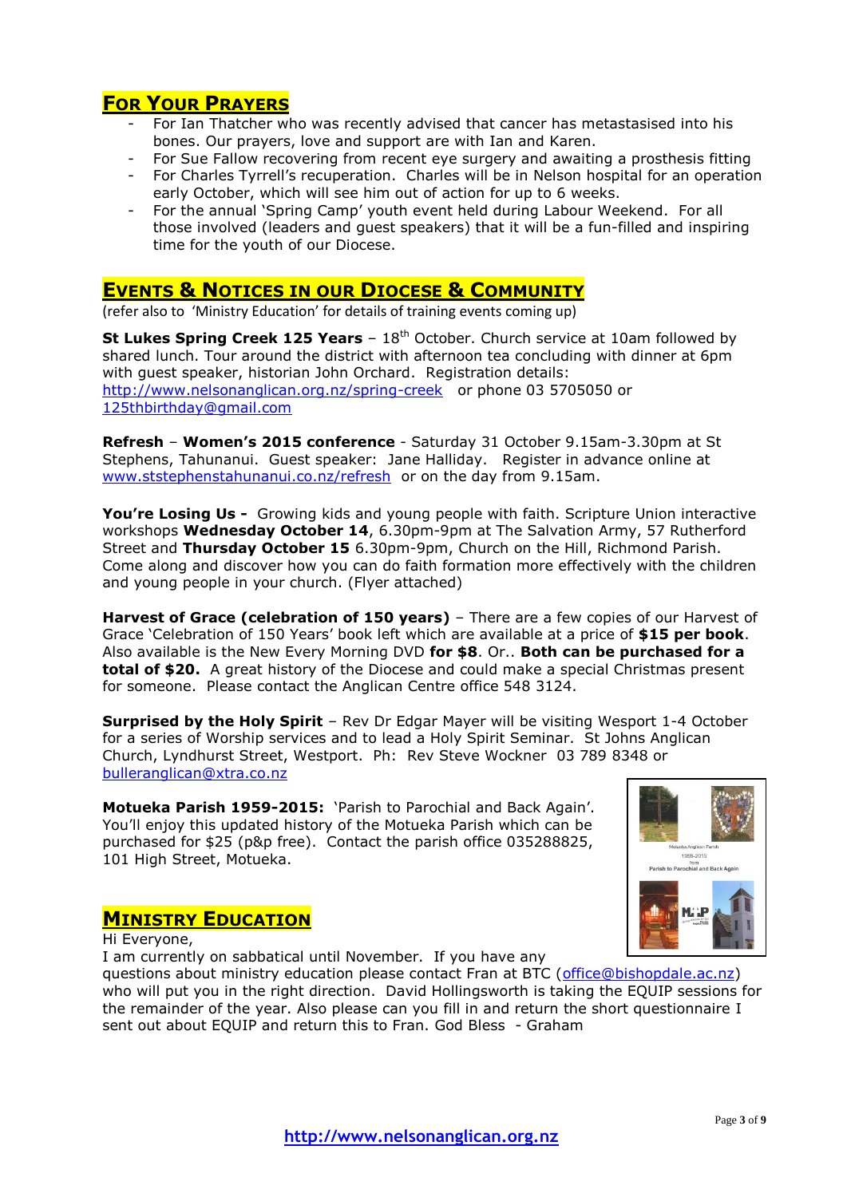## For Your Prayers

- For Ian Thatcher who was recently advised that cancer has metastasised into his bones. Our prayers, love and support are with Ian and Karen.
- For Sue Fallow recovering from recent eye surgery and awaiting a prosthesis fitting
- For Charles Tyrrell's recuperation. Charles will be in Nelson hospital for an operation early October, which will see him out of action for up to 6 weeks.
- For the annual 'Spring Camp' youth event held during Labour Weekend. For all those involved (leaders and guest speakers) that it will be a fun-filled and inspiring time for the youth of our Diocese.

## Events & Notices in our Diocese & Community

(refer also to 'Ministry Education' for details of training events coming up)

**St Lukes Spring Creek 125 Years** – 18th October. Church service at 10am followed by shared lunch. Tour around the district with afternoon tea concluding with dinner at 6pm with guest speaker, historian John Orchard. Registration details: http://www.nelsonanglican.org.nz/spring-creek or phone 03 5705050 or 125thbirthday@gmail.com

**Refresh** – **Women's 2015 conference** - Saturday 31 October 9.15am-3.30pm at St Stephens, Tahunanui. Guest speaker: Jane Halliday. Register in advance online at www.ststephenstahunanui.co.nz/refresh or on the day from 9.15am.

**You're Losing Us -** Growing kids and young people with faith. Scripture Union interactive workshops **Wednesday October 14**, 6.30pm-9pm at The Salvation Army, 57 Rutherford Street and **Thursday October 15** 6.30pm-9pm, Church on the Hill, Richmond Parish. Come along and discover how you can do faith formation more effectively with the children and young people in your church. (Flyer attached)

**Harvest of Grace (celebration of 150 years)** – There are a few copies of our Harvest of Grace 'Celebration of 150 Years' book left which are available at a price of **$15 per book**. Also available is the New Every Morning DVD **for $8**. Or.. **Both can be purchased for a total of $20.** A great history of the Diocese and could make a special Christmas present for someone. Please contact the Anglican Centre office 548 3124.

**Surprised by the Holy Spirit** – Rev Dr Edgar Mayer will be visiting Wesport 1-4 October for a series of Worship services and to lead a Holy Spirit Seminar. St Johns Anglican Church, Lyndhurst Street, Westport. Ph: Rev Steve Wockner 03 789 8348 or bulleranglican@xtra.co.nz

**Motueka Parish 1959-2015:** 'Parish to Parochial and Back Again'. You'll enjoy this updated history of the Motueka Parish which can be purchased for $25 (p&p free). Contact the parish office 035288825, 101 High Street, Motueka.

## Ministry Education

Hi Everyone,

I am currently on sabbatical until November. If you have any questions about ministry education please contact Fran at BTC (office@bishopdale.ac.nz) who will put you in the right direction. David Hollingsworth is taking the EQUIP sessions for the remainder of the year. Also please can you fill in and return the short questionnaire I sent out about EQUIP and return this to Fran. God Bless - Graham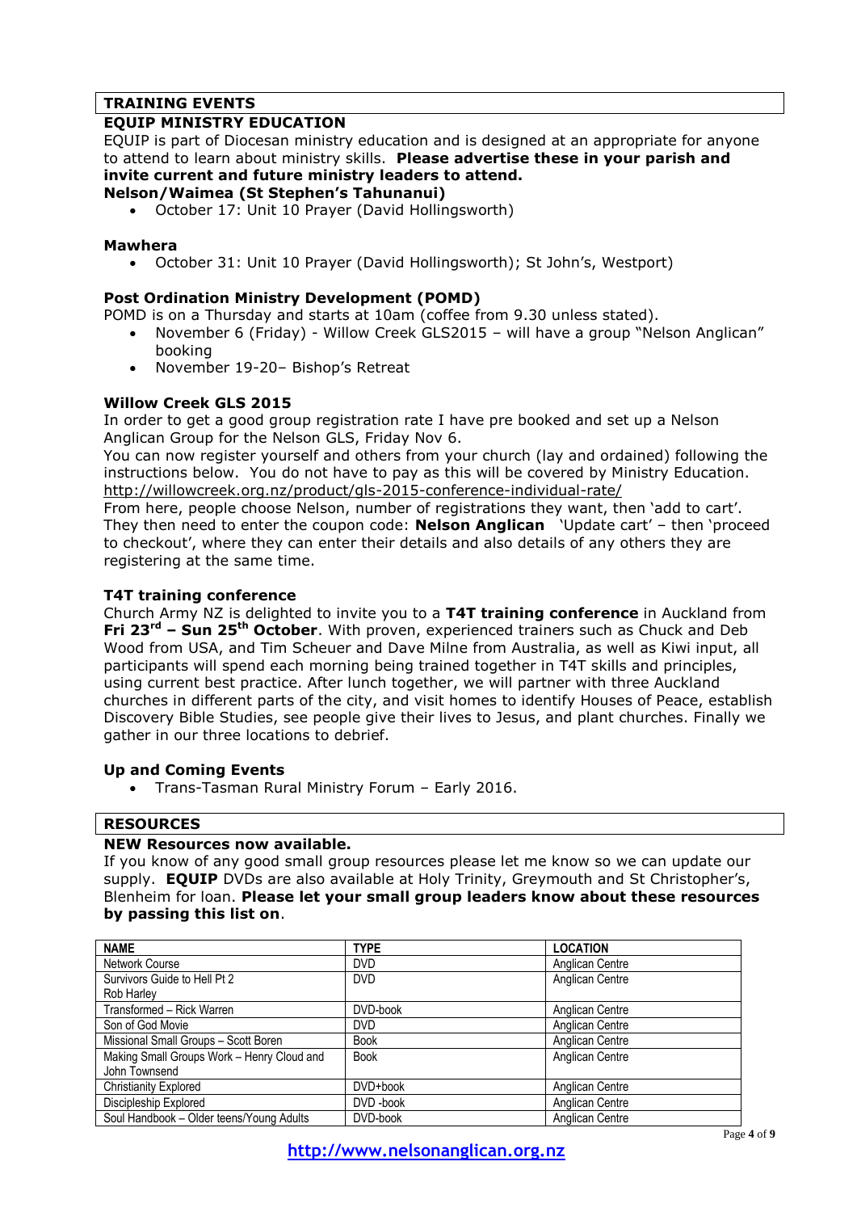## TRAINING EVENTS

### EQUIP MINISTRY EDUCATION

EQUIP is part of Diocesan ministry education and is designed at an appropriate for anyone to attend to learn about ministry skills. **Please advertise these in your parish and invite current and future ministry leaders to attend.**

**Nelson/Waimea (St Stephen's Tahunanui)**

- October 17: Unit 10 Prayer (David Hollingsworth)

**Mawhera**

- October 31: Unit 10 Prayer (David Hollingsworth); St John's, Westport)

### Post Ordination Ministry Development (POMD)

POMD is on a Thursday and starts at 10am (coffee from 9.30 unless stated).

- November 6 (Friday) - Willow Creek GLS2015 – will have a group "Nelson Anglican" booking
- November 19-20– Bishop's Retreat

### Willow Creek GLS 2015

In order to get a good group registration rate I have pre booked and set up a Nelson Anglican Group for the Nelson GLS, Friday Nov 6.

You can now register yourself and others from your church (lay and ordained) following the instructions below. You do not have to pay as this will be covered by Ministry Education.
http://willowcreek.org.nz/product/gls-2015-conference-individual-rate/

From here, people choose Nelson, number of registrations they want, then 'add to cart'. They then need to enter the coupon code: **Nelson Anglican** 'Update cart' – then 'proceed to checkout', where they can enter their details and also details of any others they are registering at the same time.

### T4T training conference

Church Army NZ is delighted to invite you to a **T4T training conference** in Auckland from **Fri 23rd – Sun 25th October**. With proven, experienced trainers such as Chuck and Deb Wood from USA, and Tim Scheuer and Dave Milne from Australia, as well as Kiwi input, all participants will spend each morning being trained together in T4T skills and principles, using current best practice. After lunch together, we will partner with three Auckland churches in different parts of the city, and visit homes to identify Houses of Peace, establish Discovery Bible Studies, see people give their lives to Jesus, and plant churches. Finally we gather in our three locations to debrief.

### Up and Coming Events

- Trans-Tasman Rural Ministry Forum – Early 2016.

## RESOURCES

### NEW Resources now available.

If you know of any good small group resources please let me know so we can update our supply. **EQUIP** DVDs are also available at Holy Trinity, Greymouth and St Christopher's, Blenheim for loan. **Please let your small group leaders know about these resources by passing this list on**.

| NAME | TYPE | LOCATION |
|---|---|---|
| Network Course | DVD | Anglican Centre |
| Survivors Guide to Hell Pt 2 Rob Harley | DVD | Anglican Centre |
| Transformed – Rick Warren | DVD-book | Anglican Centre |
| Son of God Movie | DVD | Anglican Centre |
| Missional Small Groups – Scott Boren | Book | Anglican Centre |
| Making Small Groups Work – Henry Cloud and John Townsend | Book | Anglican Centre |
| Christianity Explored | DVD+book | Anglican Centre |
| Discipleship Explored | DVD -book | Anglican Centre |
| Soul Handbook – Older teens/Young Adults | DVD-book | Anglican Centre |

http://www.nelsonanglican.org.nz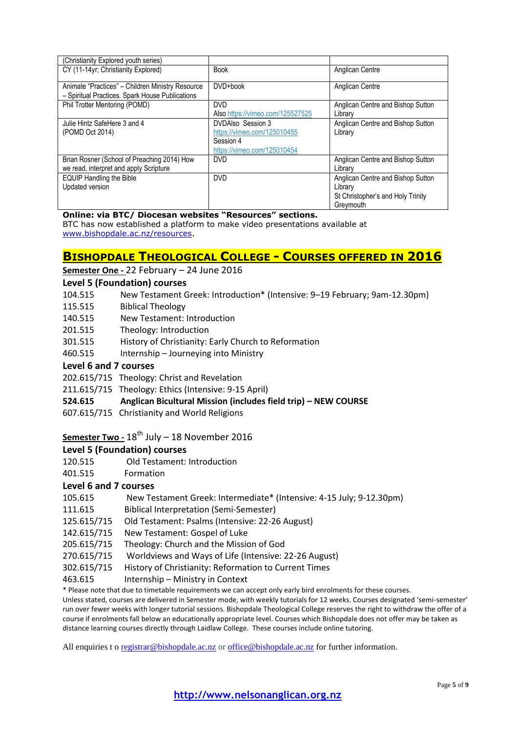| (Christianity Explored youth series) | | |
|---|---|---|
| CY (11-14yr; Christianity Explored) | Book | Anglican Centre |
| Animate "Practices" – Children Ministry Resource – Spiritual Practices. Spark House Publications | DVD+book | Anglican Centre |
| Phil Trotter Mentoring (POMD) | DVD<br>Also https://vimeo.com/125527525 | Anglican Centre and Bishop Sutton Library |
| Julie Hintz SafeHere 3 and 4<br>(POMD Oct 2014) | DVDAlso Session 3<br>https://vimeo.com/125010455<br>Session 4<br>https://vimeo.com/125010454 | Anglican Centre and Bishop Sutton Library |
| Brian Rosner (School of Preaching 2014) How we read, interpret and apply Scripture | DVD | Anglican Centre and Bishop Sutton Library |
| EQUIP Handling the Bible<br>Updated version | DVD | Anglican Centre and Bishop Sutton Library<br>St Christopher's and Holy Trinity Greymouth |

**Online: via BTC/ Diocesan websites "Resources" sections.**
BTC has now established a platform to make video presentations available at www.bishopdale.ac.nz/resources.

## BISHOPDALE THEOLOGICAL COLLEGE - COURSES OFFERED IN 2016

**Semester One -** 22 February – 24 June 2016

### Level 5 (Foundation) courses

- 104.515 New Testament Greek: Introduction* (Intensive: 9–19 February; 9am-12.30pm)
- 115.515 Biblical Theology
- 140.515 New Testament: Introduction
- 201.515 Theology: Introduction
- 301.515 History of Christianity: Early Church to Reformation
- 460.515 Internship – Journeying into Ministry

### Level 6 and 7 courses

- 202.615/715 Theology: Christ and Revelation
- 211.615/715 Theology: Ethics (Intensive: 9-15 April)
- **524.615 Anglican Bicultural Mission (includes field trip) – NEW COURSE**
- 607.615/715 Christianity and World Religions

**Semester Two -** 18th July – 18 November 2016

### Level 5 (Foundation) courses

- 120.515 Old Testament: Introduction
- 401.515 Formation

### Level 6 and 7 courses

- 105.615 New Testament Greek: Intermediate* (Intensive: 4-15 July; 9-12.30pm)
- 111.615 Biblical Interpretation (Semi-Semester)
- 125.615/715 Old Testament: Psalms (Intensive: 22-26 August)
- 142.615/715 New Testament: Gospel of Luke
- 205.615/715 Theology: Church and the Mission of God
- 270.615/715 Worldviews and Ways of Life (Intensive: 22-26 August)
- 302.615/715 History of Christianity: Reformation to Current Times
- 463.615 Internship – Ministry in Context

* Please note that due to timetable requirements we can accept only early bird enrolments for these courses.

Unless stated, courses are delivered in Semester mode, with weekly tutorials for 12 weeks. Courses designated 'semi-semester' run over fewer weeks with longer tutorial sessions. Bishopdale Theological College reserves the right to withdraw the offer of a course if enrolments fall below an educationally appropriate level. Courses which Bishopdale does not offer may be taken as distance learning courses directly through Laidlaw College. These courses include online tutoring.

All enquiries t o registrar@bishopdale.ac.nz or office@bishopdale.ac.nz for further information.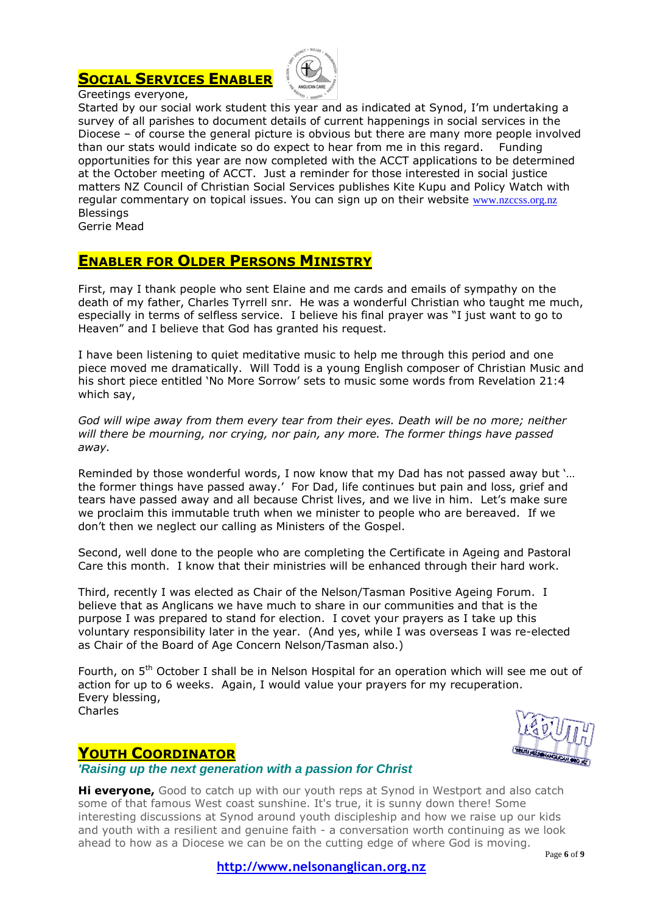## SOCIAL SERVICES ENABLER

Greetings everyone,

Started by our social work student this year and as indicated at Synod, I'm undertaking a survey of all parishes to document details of current happenings in social services in the Diocese – of course the general picture is obvious but there are many more people involved than our stats would indicate so do expect to hear from me in this regard. Funding opportunities for this year are now completed with the ACCT applications to be determined at the October meeting of ACCT. Just a reminder for those interested in social justice matters NZ Council of Christian Social Services publishes Kite Kupu and Policy Watch with regular commentary on topical issues. You can sign up on their website www.nzccss.org.nz

Blessings

Gerrie Mead

## ENABLER FOR OLDER PERSONS MINISTRY

First, may I thank people who sent Elaine and me cards and emails of sympathy on the death of my father, Charles Tyrrell snr. He was a wonderful Christian who taught me much, especially in terms of selfless service. I believe his final prayer was "I just want to go to Heaven" and I believe that God has granted his request.

I have been listening to quiet meditative music to help me through this period and one piece moved me dramatically. Will Todd is a young English composer of Christian Music and his short piece entitled 'No More Sorrow' sets to music some words from Revelation 21:4 which say,

*God will wipe away from them every tear from their eyes. Death will be no more; neither will there be mourning, nor crying, nor pain, any more. The former things have passed away.*

Reminded by those wonderful words, I now know that my Dad has not passed away but '… the former things have passed away.' For Dad, life continues but pain and loss, grief and tears have passed away and all because Christ lives, and we live in him. Let's make sure we proclaim this immutable truth when we minister to people who are bereaved. If we don't then we neglect our calling as Ministers of the Gospel.

Second, well done to the people who are completing the Certificate in Ageing and Pastoral Care this month. I know that their ministries will be enhanced through their hard work.

Third, recently I was elected as Chair of the Nelson/Tasman Positive Ageing Forum. I believe that as Anglicans we have much to share in our communities and that is the purpose I was prepared to stand for election. I covet your prayers as I take up this voluntary responsibility later in the year. (And yes, while I was overseas I was re-elected as Chair of the Board of Age Concern Nelson/Tasman also.)

Fourth, on 5th October I shall be in Nelson Hospital for an operation which will see me out of action for up to 6 weeks. Again, I would value your prayers for my recuperation.

Every blessing,

Charles

## YOUTH COORDINATOR

***'Raising up the next generation with a passion for Christ***

**Hi everyone,** Good to catch up with our youth reps at Synod in Westport and also catch some of that famous West coast sunshine. It's true, it is sunny down there! Some interesting discussions at Synod around youth discipleship and how we raise up our kids and youth with a resilient and genuine faith - a conversation worth continuing as we look ahead to how as a Diocese we can be on the cutting edge of where God is moving.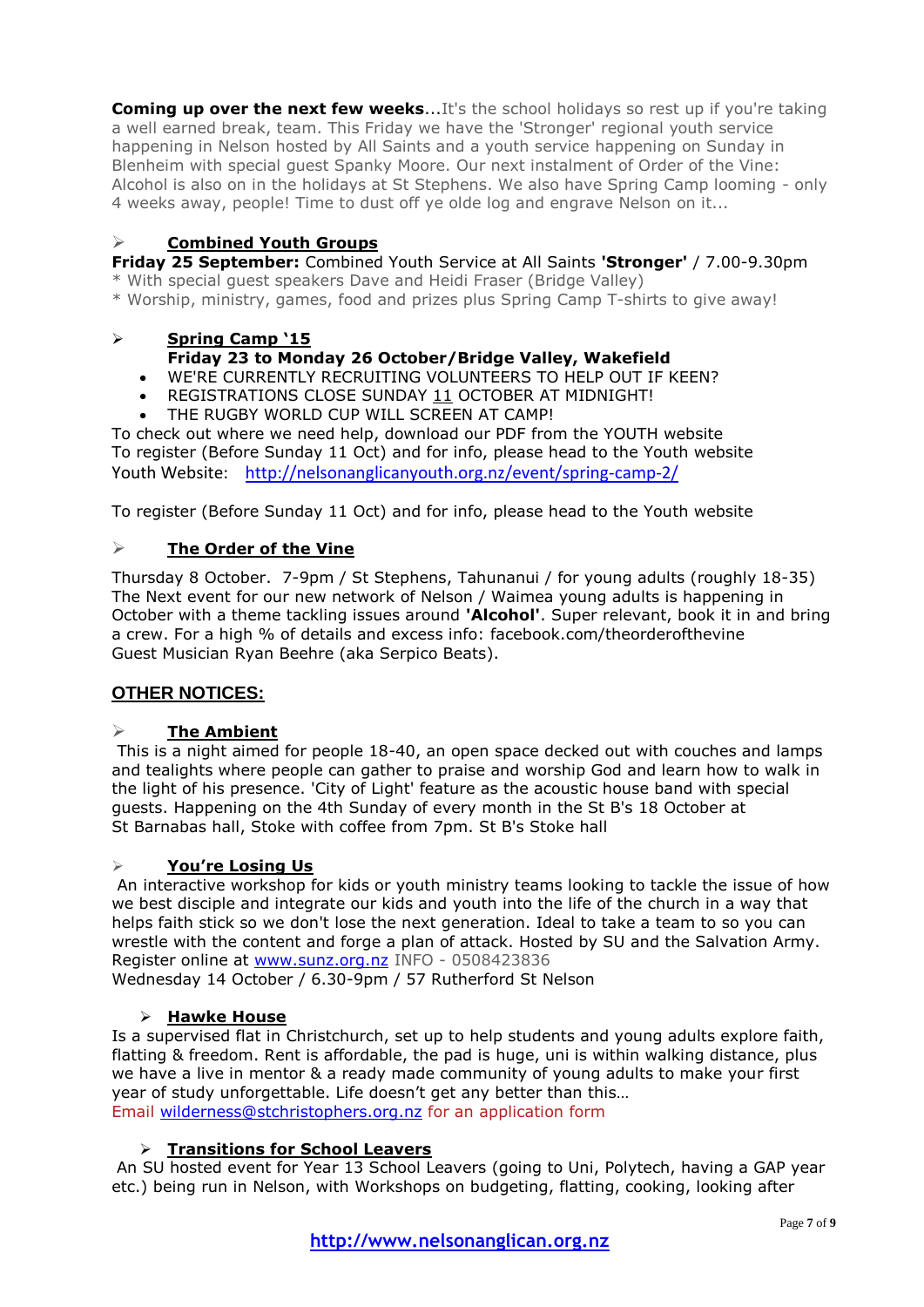**Coming up over the next few weeks**...It's the school holidays so rest up if you're taking a well earned break, team. This Friday we have the 'Stronger' regional youth service happening in Nelson hosted by All Saints and a youth service happening on Sunday in Blenheim with special guest Spanky Moore. Our next instalment of Order of the Vine: Alcohol is also on in the holidays at St Stephens. We also have Spring Camp looming - only 4 weeks away, people! Time to dust off ye olde log and engrave Nelson on it...

## **Combined Youth Groups**

**Friday 25 September:** Combined Youth Service at All Saints **'Stronger'** / 7.00-9.30pm
* With special guest speakers Dave and Heidi Fraser (Bridge Valley)
* Worship, ministry, games, food and prizes plus Spring Camp T-shirts to give away!

## **Spring Camp '15**

**Friday 23 to Monday 26 October/Bridge Valley, Wakefield**

- WE'RE CURRENTLY RECRUITING VOLUNTEERS TO HELP OUT IF KEEN?
- REGISTRATIONS CLOSE SUNDAY 11 OCTOBER AT MIDNIGHT!
- THE RUGBY WORLD CUP WILL SCREEN AT CAMP!

To check out where we need help, download our PDF from the YOUTH website
To register (Before Sunday 11 Oct) and for info, please head to the Youth website
Youth Website: http://nelsonanglicanyouth.org.nz/event/spring-camp-2/

To register (Before Sunday 11 Oct) and for info, please head to the Youth website

## **The Order of the Vine**

Thursday 8 October. 7-9pm / St Stephens, Tahunanui / for young adults (roughly 18-35)
The Next event for our new network of Nelson / Waimea young adults is happening in October with a theme tackling issues around **'Alcohol'**. Super relevant, book it in and bring a crew. For a high % of details and excess info: facebook.com/theorderofthevine
Guest Musician Ryan Beehre (aka Serpico Beats).

# OTHER NOTICES:

## **The Ambient**

This is a night aimed for people 18-40, an open space decked out with couches and lamps and tealights where people can gather to praise and worship God and learn how to walk in the light of his presence. 'City of Light' feature as the acoustic house band with special guests. Happening on the 4th Sunday of every month in the St B's 18 October at St Barnabas hall, Stoke with coffee from 7pm. St B's Stoke hall

## **You're Losing Us**

An interactive workshop for kids or youth ministry teams looking to tackle the issue of how we best disciple and integrate our kids and youth into the life of the church in a way that helps faith stick so we don't lose the next generation. Ideal to take a team to so you can wrestle with the content and forge a plan of attack. Hosted by SU and the Salvation Army. Register online at www.sunz.org.nz INFO - 0508423836
Wednesday 14 October / 6.30-9pm / 57 Rutherford St Nelson

## **Hawke House**

Is a supervised flat in Christchurch, set up to help students and young adults explore faith, flatting & freedom. Rent is affordable, the pad is huge, uni is within walking distance, plus we have a live in mentor & a ready made community of young adults to make your first year of study unforgettable. Life doesn't get any better than this…
Email wilderness@stchristophers.org.nz for an application form

## **Transitions for School Leavers**

An SU hosted event for Year 13 School Leavers (going to Uni, Polytech, having a GAP year etc.) being run in Nelson, with Workshops on budgeting, flatting, cooking, looking after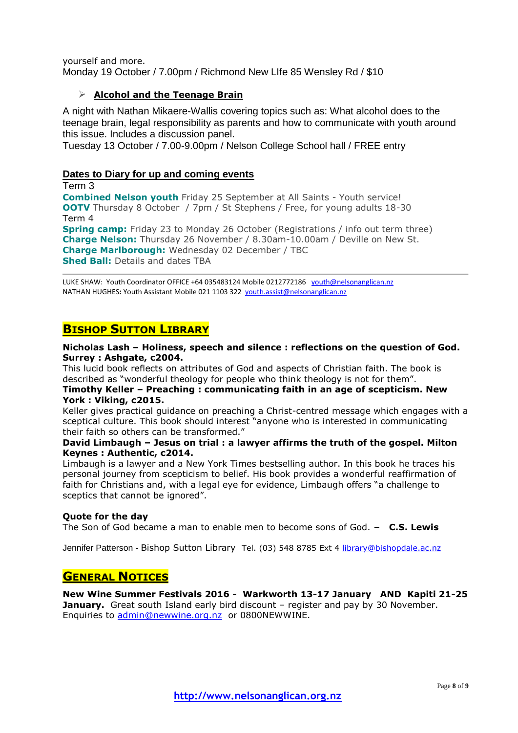yourself and more.
Monday 19 October / 7.00pm / Richmond New LIfe 85 Wensley Rd / $10

- **Alcohol and the Teenage Brain**

A night with Nathan Mikaere-Wallis covering topics such as: What alcohol does to the teenage brain, legal responsibility as parents and how to communicate with youth around this issue. Includes a discussion panel.
Tuesday 13 October / 7.00-9.00pm / Nelson College School hall / FREE entry

**Dates to Diary for up and coming events**

Term 3
**Combined Nelson youth** Friday 25 September at All Saints - Youth service!
**OOTV** Thursday 8 October / 7pm / St Stephens / Free, for young adults 18-30
Term 4
**Spring camp:** Friday 23 to Monday 26 October (Registrations / info out term three)
**Charge Nelson:** Thursday 26 November / 8.30am-10.00am / Deville on New St.
**Charge Marlborough:** Wednesday 02 December / TBC
**Shed Ball:** Details and dates TBA

---

LUKE SHAW: Youth Coordinator OFFICE +64 035483124 Mobile 0212772186 youth@nelsonanglican.nz
NATHAN HUGHES: Youth Assistant Mobile 021 1103 322 youth.assist@nelsonanglican.nz

## Bishop Sutton Library

**Nicholas Lash – Holiness, speech and silence : reflections on the question of God. Surrey : Ashgate, c2004.**
This lucid book reflects on attributes of God and aspects of Christian faith. The book is described as "wonderful theology for people who think theology is not for them".
**Timothy Keller – Preaching : communicating faith in an age of scepticism. New York : Viking, c2015.**
Keller gives practical guidance on preaching a Christ-centred message which engages with a sceptical culture. This book should interest "anyone who is interested in communicating their faith so others can be transformed."
**David Limbaugh – Jesus on trial : a lawyer affirms the truth of the gospel. Milton Keynes : Authentic, c2014.**
Limbaugh is a lawyer and a New York Times bestselling author. In this book he traces his personal journey from scepticism to belief. His book provides a wonderful reaffirmation of faith for Christians and, with a legal eye for evidence, Limbaugh offers "a challenge to sceptics that cannot be ignored".

**Quote for the day**
The Son of God became a man to enable men to become sons of God. – **C.S. Lewis**

Jennifer Patterson - Bishop Sutton Library Tel. (03) 548 8785 Ext 4 library@bishopdale.ac.nz

## General Notices

**New Wine Summer Festivals 2016 - Warkworth 13-17 January AND Kapiti 21-25 January.** Great south Island early bird discount – register and pay by 30 November. Enquiries to admin@newwine.org.nz or 0800NEWWINE.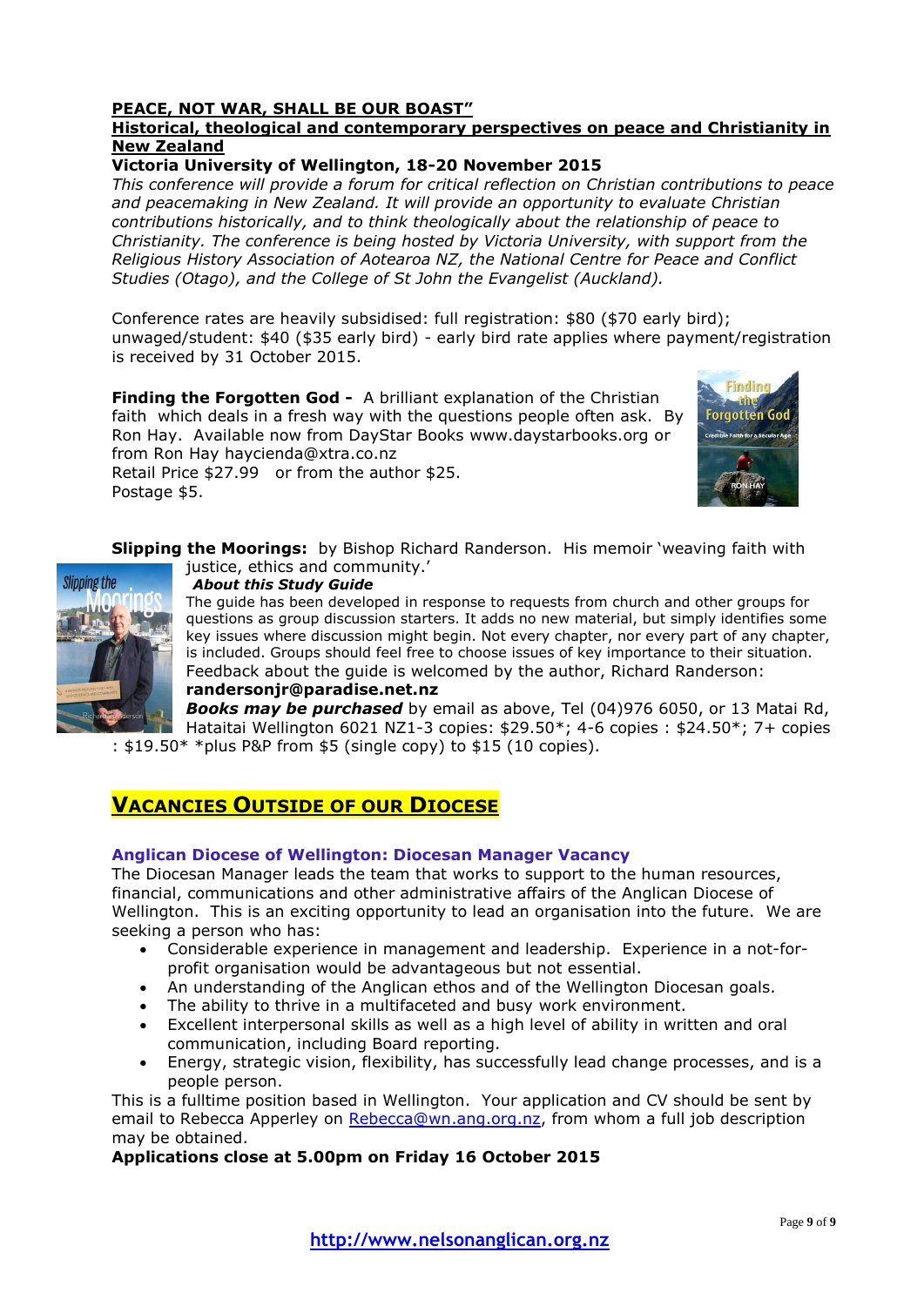**PEACE, NOT WAR, SHALL BE OUR BOAST"**

**Historical, theological and contemporary perspectives on peace and Christianity in New Zealand**

**Victoria University of Wellington, 18-20 November 2015**

*This conference will provide a forum for critical reflection on Christian contributions to peace and peacemaking in New Zealand. It will provide an opportunity to evaluate Christian contributions historically, and to think theologically about the relationship of peace to Christianity. The conference is being hosted by Victoria University, with support from the Religious History Association of Aotearoa NZ, the National Centre for Peace and Conflict Studies (Otago), and the College of St John the Evangelist (Auckland).*

Conference rates are heavily subsidised: full registration: $80 ($70 early bird); unwaged/student: $40 ($35 early bird) - early bird rate applies where payment/registration is received by 31 October 2015.

**Finding the Forgotten God -** A brilliant explanation of the Christian faith which deals in a fresh way with the questions people often ask. By Ron Hay. Available now from DayStar Books www.daystarbooks.org or from Ron Hay haycienda@xtra.co.nz
Retail Price $27.99 or from the author $25.
Postage $5.

**Slipping the Moorings:** by Bishop Richard Randerson. His memoir 'weaving faith with justice, ethics and community.'

***About this Study Guide***

The guide has been developed in response to requests from church and other groups for questions as group discussion starters. It adds no new material, but simply identifies some key issues where discussion might begin. Not every chapter, nor every part of any chapter, is included. Groups should feel free to choose issues of key importance to their situation.
Feedback about the guide is welcomed by the author, Richard Randerson:
**randersonjr@paradise.net.nz**

***Books may be purchased*** by email as above, Tel (04)976 6050, or 13 Matai Rd, Hataitai Wellington 6021 NZ1-3 copies: $29.50*; 4-6 copies : $24.50*; 7+ copies : $19.50* *plus P&P from $5 (single copy) to $15 (10 copies).

## VACANCIES OUTSIDE OF OUR DIOCESE

### Anglican Diocese of Wellington: Diocesan Manager Vacancy

The Diocesan Manager leads the team that works to support to the human resources, financial, communications and other administrative affairs of the Anglican Diocese of Wellington. This is an exciting opportunity to lead an organisation into the future. We are seeking a person who has:

- Considerable experience in management and leadership. Experience in a not-for-profit organisation would be advantageous but not essential.
- An understanding of the Anglican ethos and of the Wellington Diocesan goals.
- The ability to thrive in a multifaceted and busy work environment.
- Excellent interpersonal skills as well as a high level of ability in written and oral communication, including Board reporting.
- Energy, strategic vision, flexibility, has successfully lead change processes, and is a people person.

This is a fulltime position based in Wellington. Your application and CV should be sent by email to Rebecca Apperley on Rebecca@wn.ang.org.nz, from whom a full job description may be obtained.

**Applications close at 5.00pm on Friday 16 October 2015**